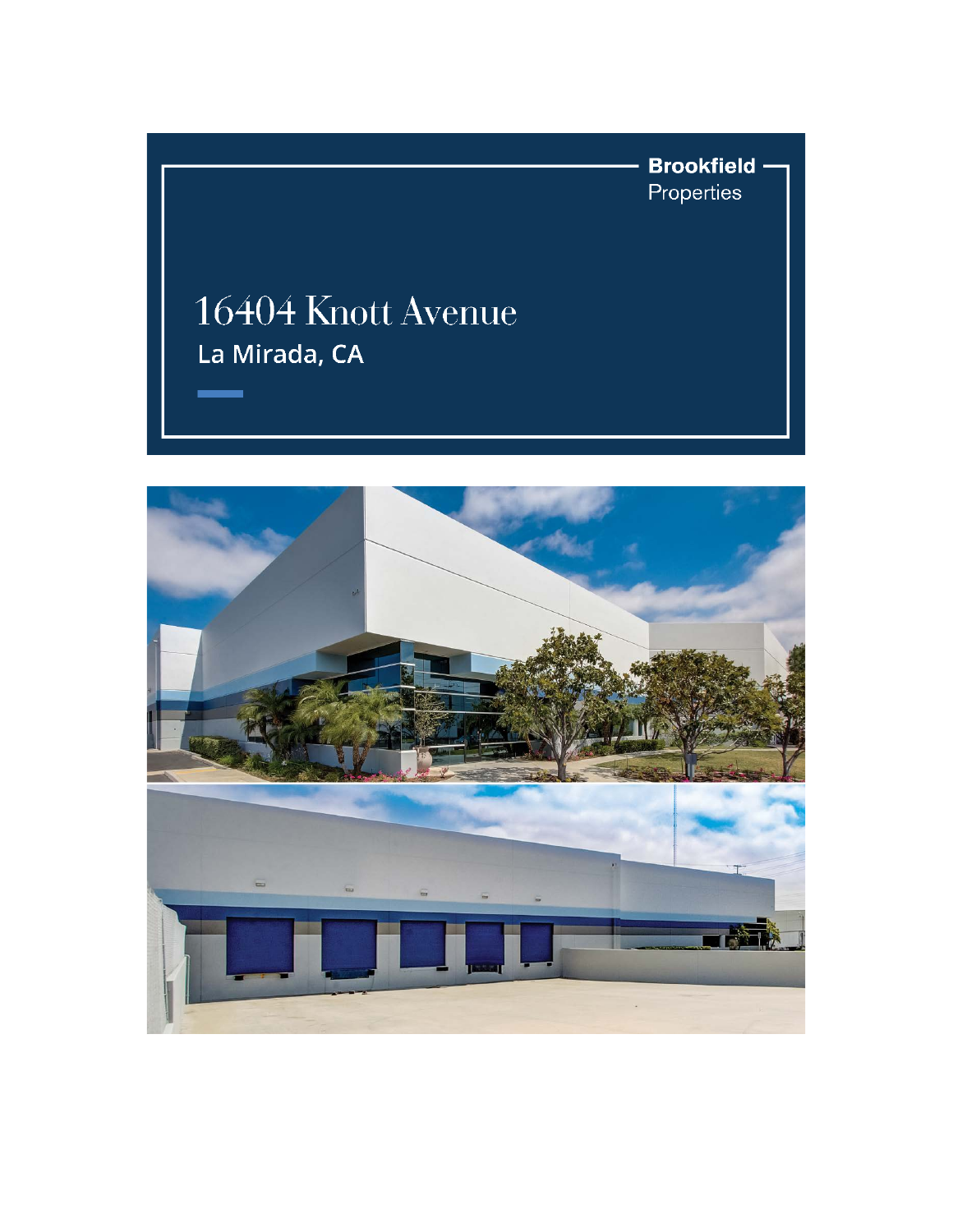**Brookfield**
Properties

# 16404 Knott Avenue

## La Mirada, CA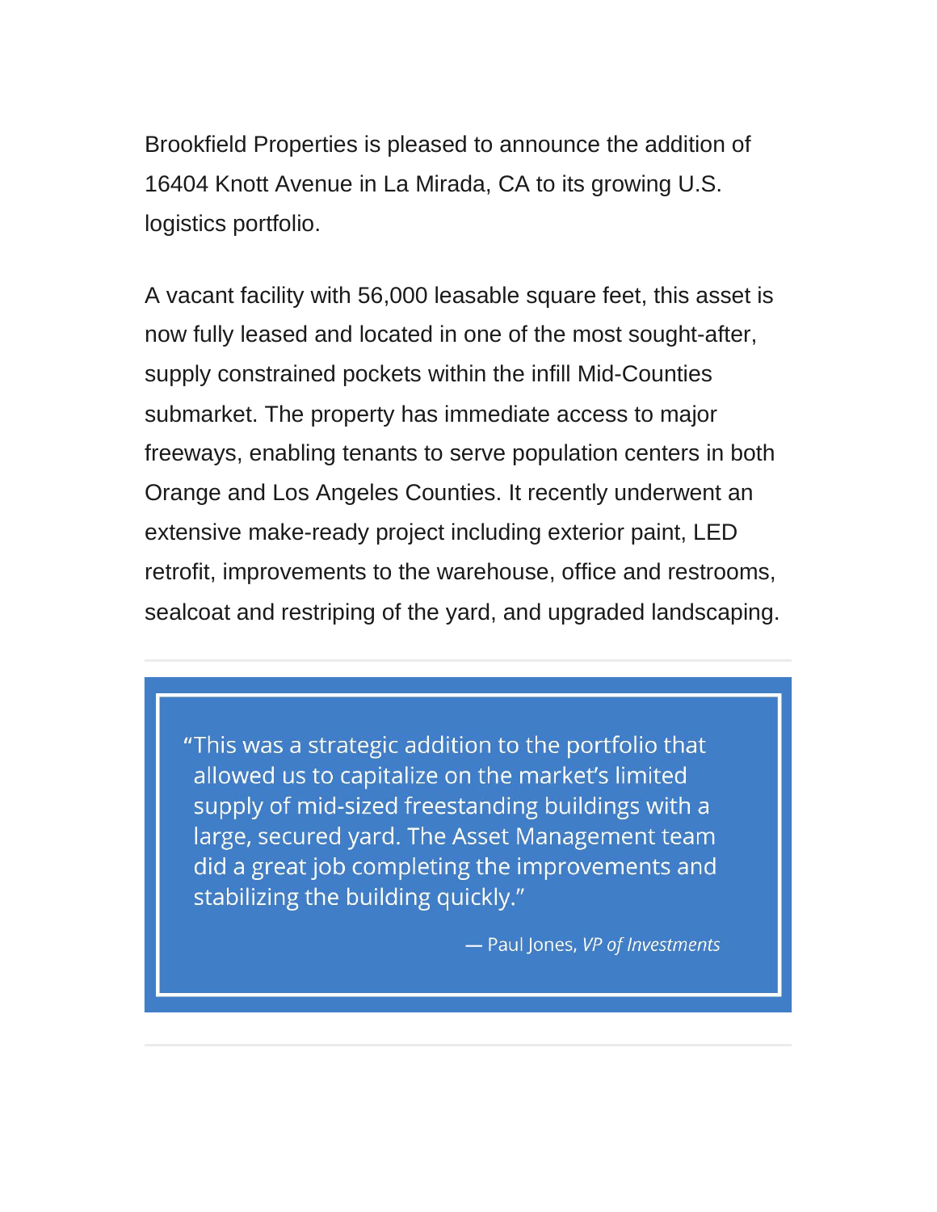Brookfield Properties is pleased to announce the addition of 16404 Knott Avenue in La Mirada, CA to its growing U.S. logistics portfolio.

A vacant facility with 56,000 leasable square feet, this asset is now fully leased and located in one of the most sought-after, supply constrained pockets within the infill Mid-Counties submarket. The property has immediate access to major freeways, enabling tenants to serve population centers in both Orange and Los Angeles Counties. It recently underwent an extensive make-ready project including exterior paint, LED retrofit, improvements to the warehouse, office and restrooms, sealcoat and restriping of the yard, and upgraded landscaping.

---

> "This was a strategic addition to the portfolio that allowed us to capitalize on the market's limited supply of mid-sized freestanding buildings with a large, secured yard. The Asset Management team did a great job completing the improvements and stabilizing the building quickly."
>
> — Paul Jones, *VP of Investments*

---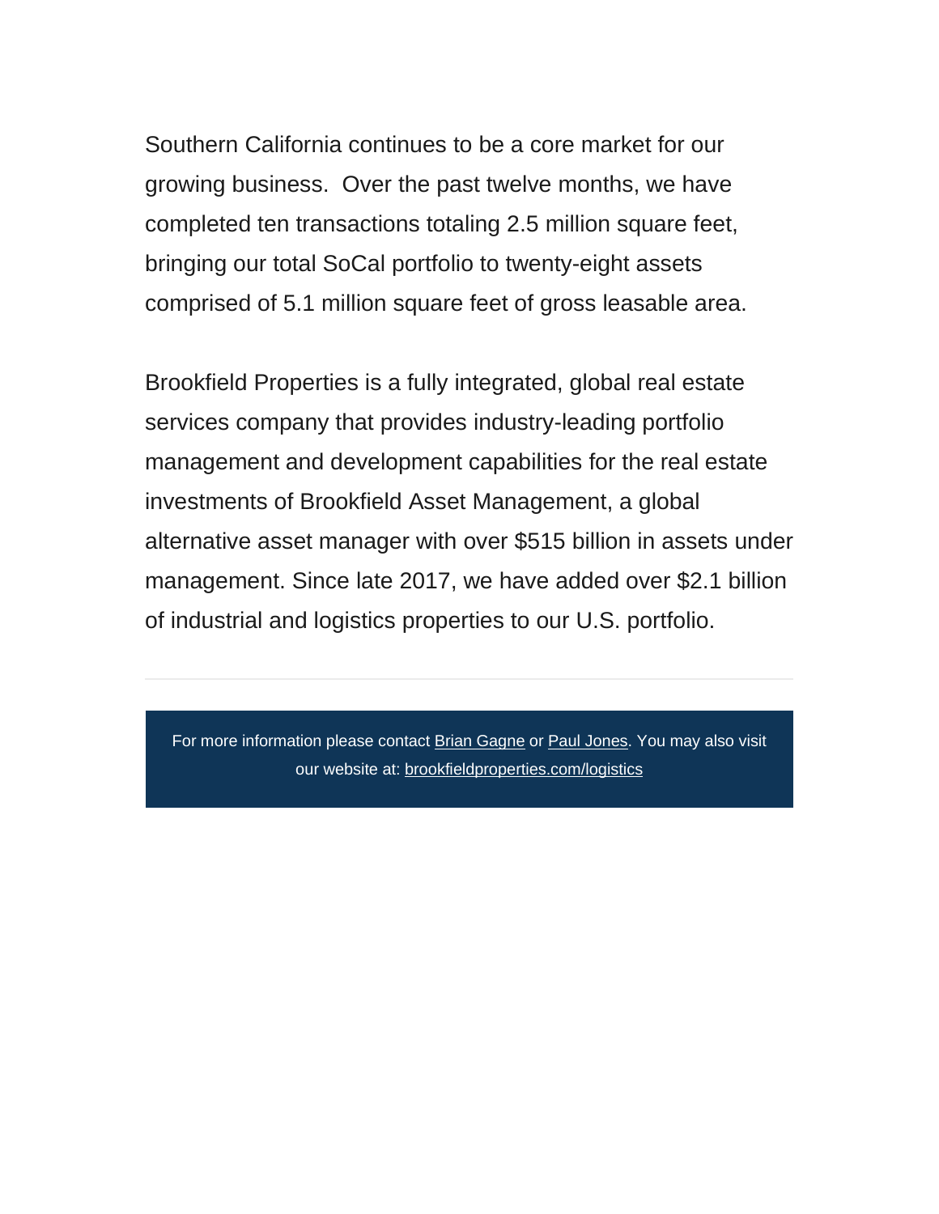Southern California continues to be a core market for our growing business. Over the past twelve months, we have completed ten transactions totaling 2.5 million square feet, bringing our total SoCal portfolio to twenty-eight assets comprised of 5.1 million square feet of gross leasable area.

Brookfield Properties is a fully integrated, global real estate services company that provides industry-leading portfolio management and development capabilities for the real estate investments of Brookfield Asset Management, a global alternative asset manager with over $515 billion in assets under management. Since late 2017, we have added over $2.1 billion of industrial and logistics properties to our U.S. portfolio.

---

For more information please contact Brian Gagne or Paul Jones. You may also visit our website at: brookfieldproperties.com/logistics